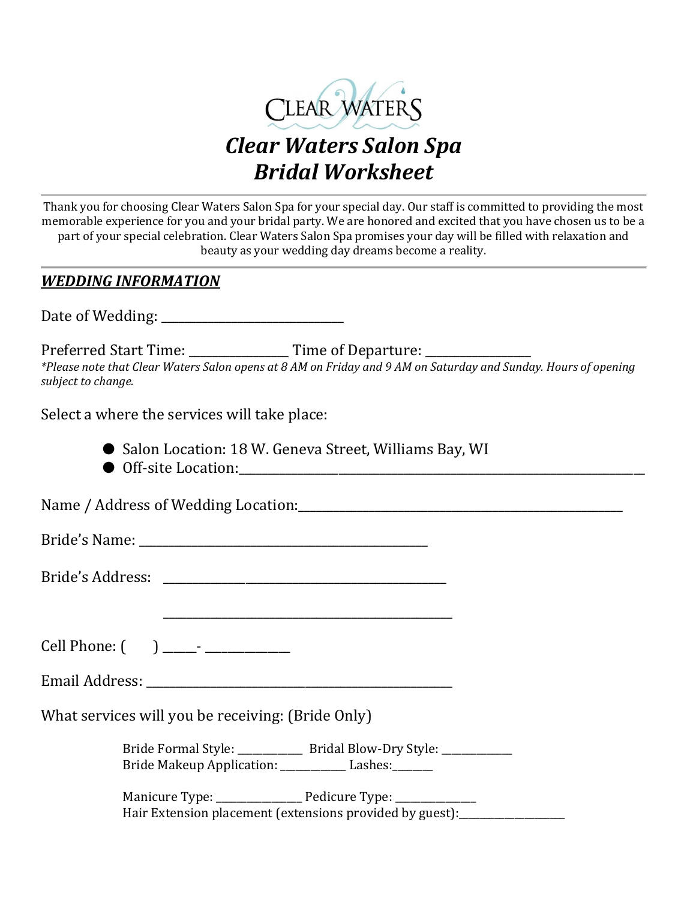# *Clear Waters Salon Spa*
# *Bridal Worksheet*

Thank you for choosing Clear Waters Salon Spa for your special day. Our staff is committed to providing the most memorable experience for you and your bridal party. We are honored and excited that you have chosen us to be a part of your special celebration. Clear Waters Salon Spa promises your day will be filled with relaxation and beauty as your wedding day dreams become a reality.

## ***WEDDING INFORMATION***

Date of Wedding: ______________________________

Preferred Start Time: ________________ Time of Departure: _________________

*\*Please note that Clear Waters Salon opens at 8 AM on Friday and 9 AM on Saturday and Sunday. Hours of opening subject to change.*

Select a where the services will take place:

- Salon Location: 18 W. Geneva Street, Williams Bay, WI
- Off-site Location:_______________________________________________________________

Name / Address of Wedding Location:_____________________________________________________

Bride's Name: _______________________________________________

Bride's Address: ______________________________________________

______________________________________________

Cell Phone: (      ) _____- ______________

Email Address: __________________________________________________

What services will you be receiving: (Bride Only)

Bride Formal Style: ___________ Bridal Blow-Dry Style: ____________
Bride Makeup Application: ___________ Lashes:_______

Manicure Type: ______________ Pedicure Type: ______________
Hair Extension placement (extensions provided by guest):__________________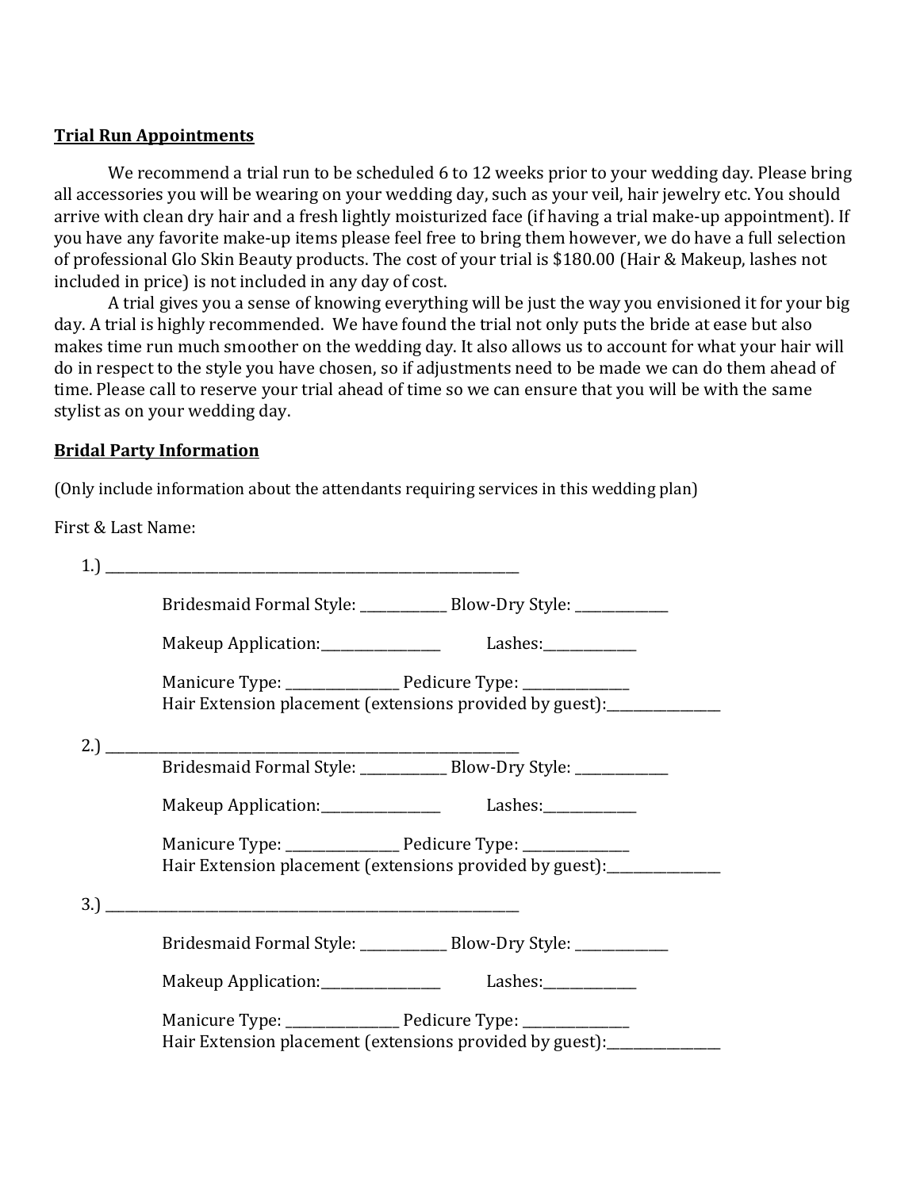**Trial Run Appointments**

We recommend a trial run to be scheduled 6 to 12 weeks prior to your wedding day. Please bring all accessories you will be wearing on your wedding day, such as your veil, hair jewelry etc. You should arrive with clean dry hair and a fresh lightly moisturized face (if having a trial make-up appointment). If you have any favorite make-up items please feel free to bring them however, we do have a full selection of professional Glo Skin Beauty products. The cost of your trial is $180.00 (Hair & Makeup, lashes not included in price) is not included in any day of cost.

A trial gives you a sense of knowing everything will be just the way you envisioned it for your big day. A trial is highly recommended. We have found the trial not only puts the bride at ease but also makes time run much smoother on the wedding day. It also allows us to account for what your hair will do in respect to the style you have chosen, so if adjustments need to be made we can do them ahead of time. Please call to reserve your trial ahead of time so we can ensure that you will be with the same stylist as on your wedding day.

**Bridal Party Information**

(Only include information about the attendants requiring services in this wedding plan)

First & Last Name:

1.) ________________________________________________

Bridesmaid Formal Style: ____________ Blow-Dry Style: ____________

Makeup Application:________________ Lashes:____________

Manicure Type: ________________ Pedicure Type: ______________
Hair Extension placement (extensions provided by guest):______________

2.) ________________________________________________

Bridesmaid Formal Style: ____________ Blow-Dry Style: ____________

Makeup Application:________________ Lashes:____________

Manicure Type: ________________ Pedicure Type: ______________
Hair Extension placement (extensions provided by guest):______________

3.) ________________________________________________

Bridesmaid Formal Style: ____________ Blow-Dry Style: ____________

Makeup Application:________________ Lashes:____________

Manicure Type: ________________ Pedicure Type: ______________
Hair Extension placement (extensions provided by guest):______________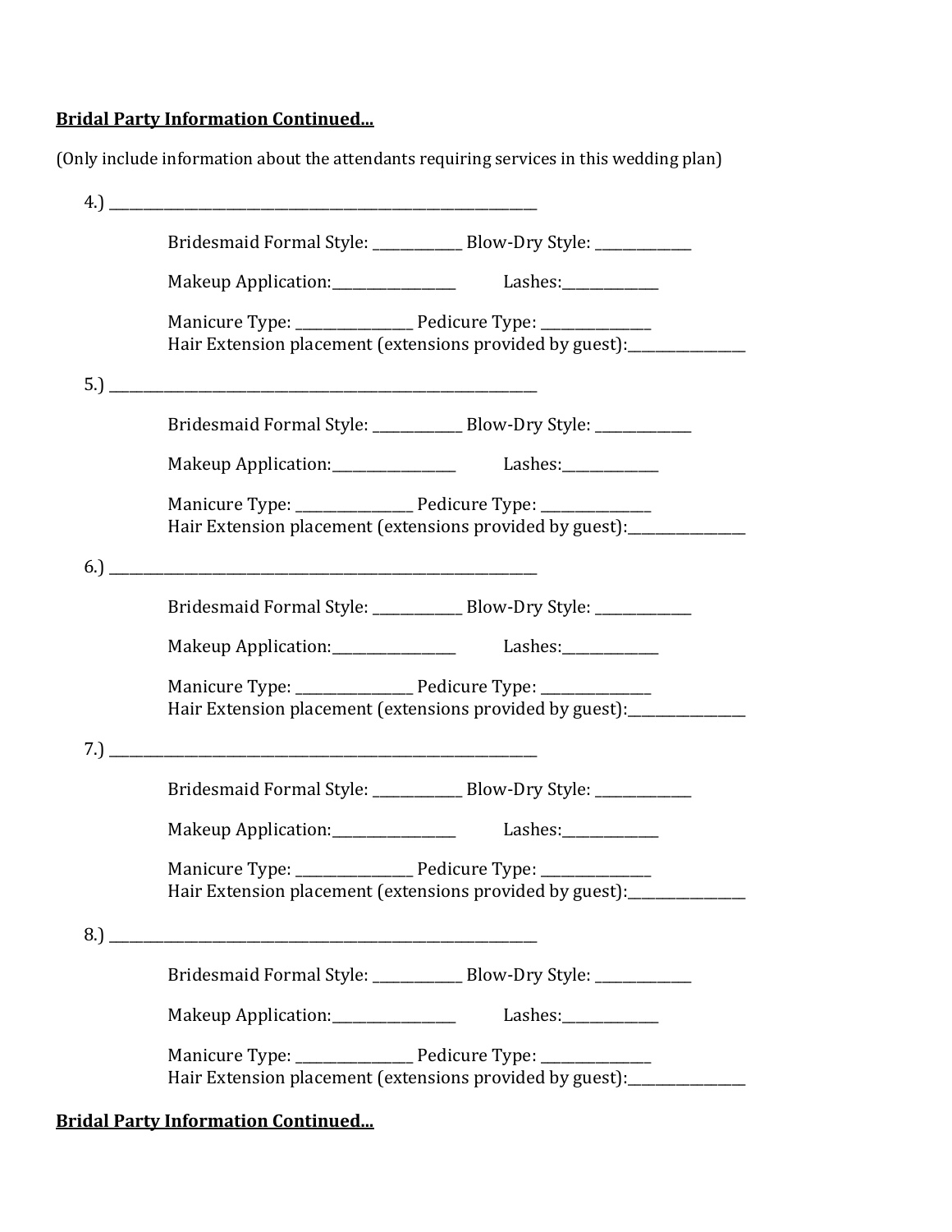**Bridal Party Information Continued...**

(Only include information about the attendants requiring services in this wedding plan)

4.) ______________________________________________________________

Bridesmaid Formal Style: _____________ Blow-Dry Style: ______________

Makeup Application:__________________ Lashes:______________

Manicure Type: _________________ Pedicure Type: ________________
Hair Extension placement (extensions provided by guest):_________________

5.) ______________________________________________________________

Bridesmaid Formal Style: _____________ Blow-Dry Style: ______________

Makeup Application:__________________ Lashes:______________

Manicure Type: _________________ Pedicure Type: ________________
Hair Extension placement (extensions provided by guest):_________________

6.) ______________________________________________________________

Bridesmaid Formal Style: _____________ Blow-Dry Style: ______________

Makeup Application:__________________ Lashes:______________

Manicure Type: _________________ Pedicure Type: ________________
Hair Extension placement (extensions provided by guest):_________________

7.) ______________________________________________________________

Bridesmaid Formal Style: _____________ Blow-Dry Style: ______________

Makeup Application:__________________ Lashes:______________

Manicure Type: _________________ Pedicure Type: ________________
Hair Extension placement (extensions provided by guest):_________________

8.) ______________________________________________________________

Bridesmaid Formal Style: _____________ Blow-Dry Style: ______________

Makeup Application:__________________ Lashes:______________

Manicure Type: _________________ Pedicure Type: ________________
Hair Extension placement (extensions provided by guest):_________________

**Bridal Party Information Continued...**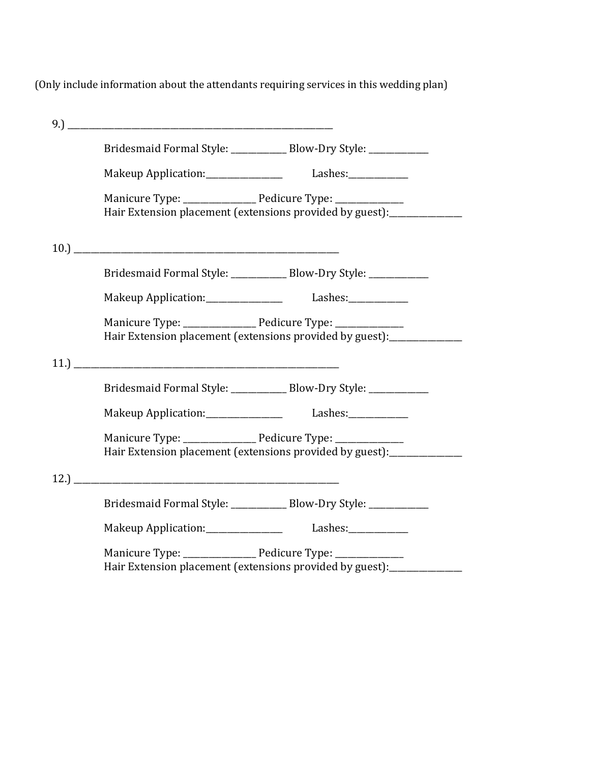(Only include information about the attendants requiring services in this wedding plan)

9.) ____________________________________________________________

Bridesmaid Formal Style: ____________ Blow-Dry Style: _____________

Makeup Application:________________ Lashes:_____________

Manicure Type: _______________ Pedicure Type: ______________
Hair Extension placement (extensions provided by guest):_______________

10.) ____________________________________________________________

Bridesmaid Formal Style: ____________ Blow-Dry Style: _____________

Makeup Application:________________ Lashes:_____________

Manicure Type: _______________ Pedicure Type: ______________
Hair Extension placement (extensions provided by guest):_______________

11.) ____________________________________________________________

Bridesmaid Formal Style: ____________ Blow-Dry Style: _____________

Makeup Application:________________ Lashes:_____________

Manicure Type: _______________ Pedicure Type: ______________
Hair Extension placement (extensions provided by guest):_______________

12.) ____________________________________________________________

Bridesmaid Formal Style: ____________ Blow-Dry Style: _____________

Makeup Application:________________ Lashes:_____________

Manicure Type: _______________ Pedicure Type: ______________
Hair Extension placement (extensions provided by guest):_______________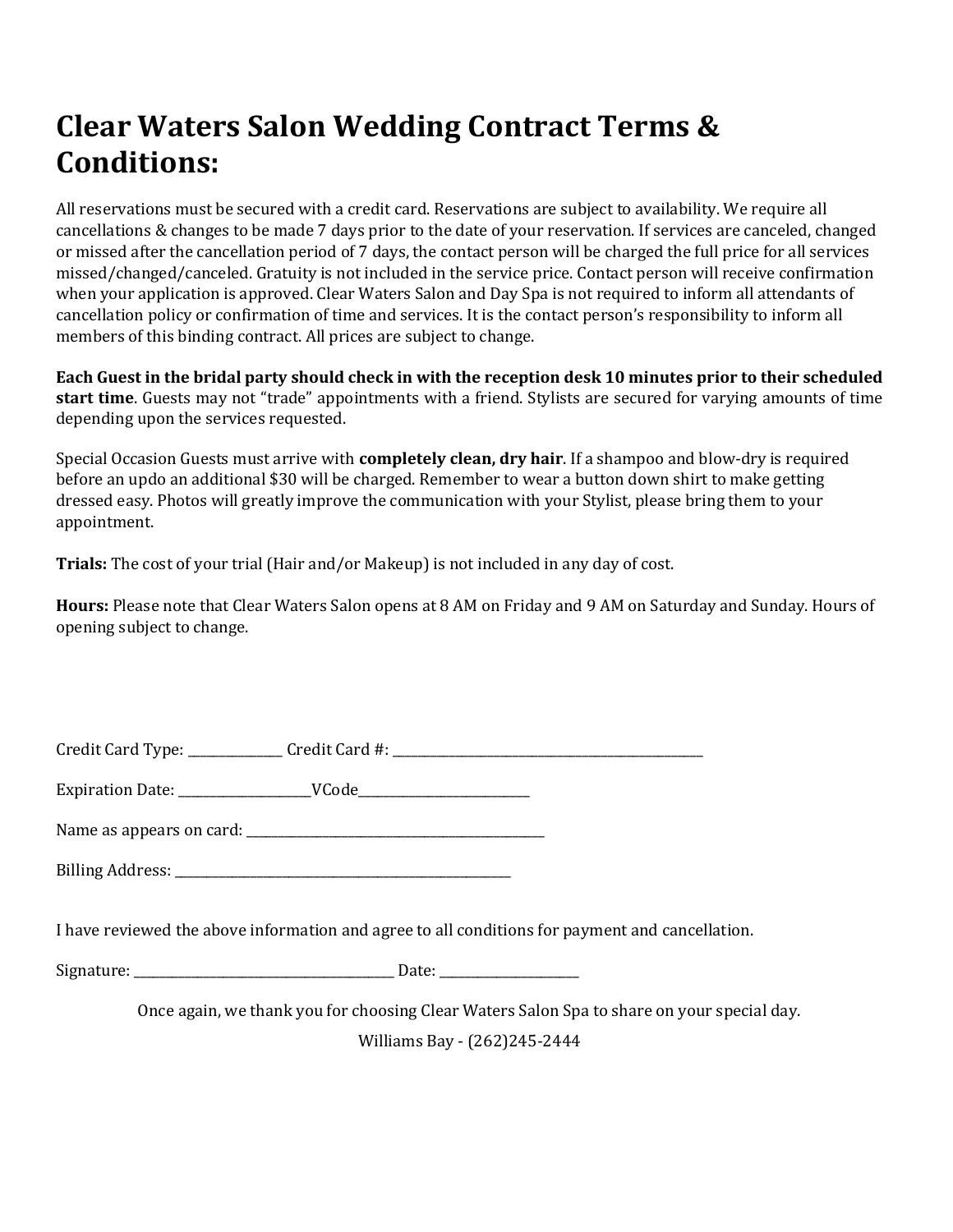# Clear Waters Salon Wedding Contract Terms & Conditions:

All reservations must be secured with a credit card. Reservations are subject to availability. We require all cancellations & changes to be made 7 days prior to the date of your reservation. If services are canceled, changed or missed after the cancellation period of 7 days, the contact person will be charged the full price for all services missed/changed/canceled. Gratuity is not included in the service price. Contact person will receive confirmation when your application is approved. Clear Waters Salon and Day Spa is not required to inform all attendants of cancellation policy or confirmation of time and services. It is the contact person's responsibility to inform all members of this binding contract. All prices are subject to change.

**Each Guest in the bridal party should check in with the reception desk 10 minutes prior to their scheduled start time**. Guests may not "trade" appointments with a friend. Stylists are secured for varying amounts of time depending upon the services requested.

Special Occasion Guests must arrive with **completely clean, dry hair**. If a shampoo and blow-dry is required before an updo an additional $30 will be charged. Remember to wear a button down shirt to make getting dressed easy. Photos will greatly improve the communication with your Stylist, please bring them to your appointment.

**Trials:** The cost of your trial (Hair and/or Makeup) is not included in any day of cost.

**Hours:** Please note that Clear Waters Salon opens at 8 AM on Friday and 9 AM on Saturday and Sunday. Hours of opening subject to change.

Credit Card Type: ______________ Credit Card #: ______________________________________________

Expiration Date: ____________________VCode__________________________

Name as appears on card: ______________________________________________

Billing Address: ______________________________________________________

I have reviewed the above information and agree to all conditions for payment and cancellation.

Signature: ________________________________________ Date: ____________________

Once again, we thank you for choosing Clear Waters Salon Spa to share on your special day.

Williams Bay - (262)245-2444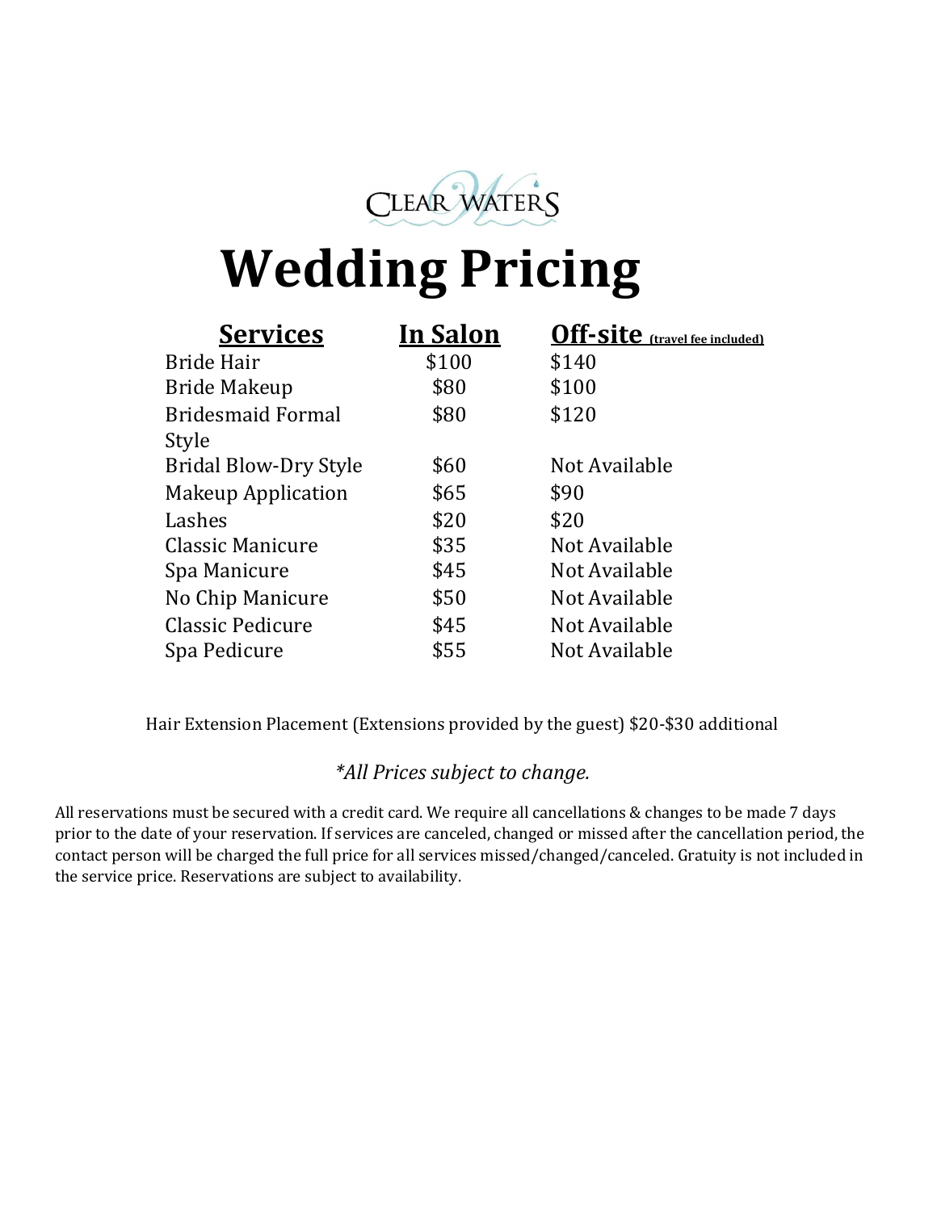CLEAR WATERS

# Wedding Pricing

| Services | In Salon | Off-site (travel fee included) |
| --- | --- | --- |
| Bride Hair | $100 | $140 |
| Bride Makeup | $80 | $100 |
| Bridesmaid Formal Style | $80 | $120 |
| Bridal Blow-Dry Style | $60 | Not Available |
| Makeup Application | $65 | $90 |
| Lashes | $20 | $20 |
| Classic Manicure | $35 | Not Available |
| Spa Manicure | $45 | Not Available |
| No Chip Manicure | $50 | Not Available |
| Classic Pedicure | $45 | Not Available |
| Spa Pedicure | $55 | Not Available |

Hair Extension Placement (Extensions provided by the guest) $20-$30 additional

*\*All Prices subject to change.*

All reservations must be secured with a credit card. We require all cancellations & changes to be made 7 days prior to the date of your reservation. If services are canceled, changed or missed after the cancellation period, the contact person will be charged the full price for all services missed/changed/canceled. Gratuity is not included in the service price. Reservations are subject to availability.